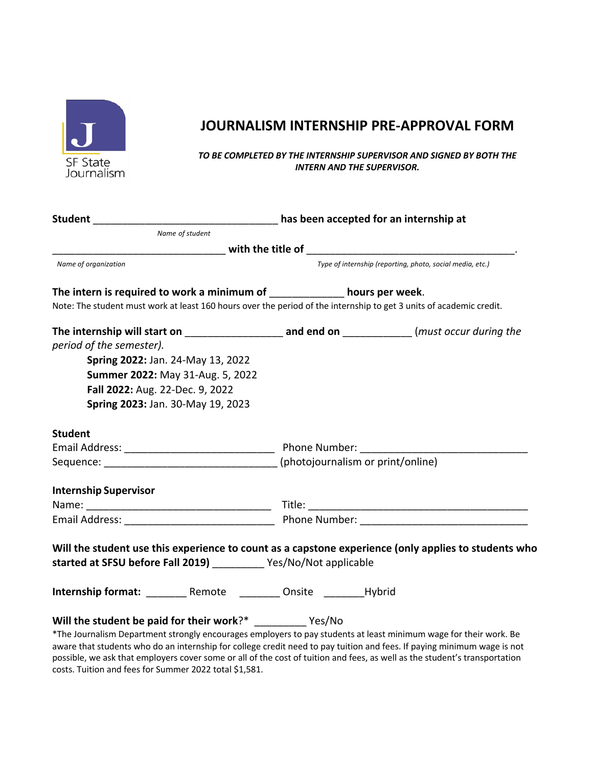SF State Journalism

# JOURNALISM INTERNSHIP PRE-APPROVAL FORM

***TO BE COMPLETED BY THE INTERNSHIP SUPERVISOR AND SIGNED BY BOTH THE INTERN AND THE SUPERVISOR.***

**Student** ________________________________ **has been accepted for an internship at**
*Name of student*

_______________________________ **with the title of** _____________________________________.
*Name of organization* *Type of internship (reporting, photo, social media, etc.)*

**The intern is required to work a minimum of** ____________ **hours per week**.
Note: The student must work at least 160 hours over the period of the internship to get 3 units of academic credit.

**The internship will start on** ________________ **and end on** ___________ (*must occur during the period of the semester).*

- **Spring 2022:** Jan. 24-May 13, 2022
- **Summer 2022:** May 31-Aug. 5, 2022
- **Fall 2022:** Aug. 22-Dec. 9, 2022
- **Spring 2023:** Jan. 30-May 19, 2023

**Student**
Email Address: __________________________ Phone Number: _____________________________
Sequence: _____________________________ (photojournalism or print/online)

**Internship Supervisor**
Name: ________________________________ Title: _______________________________________
Email Address: __________________________ Phone Number: _____________________________

**Will the student use this experience to count as a capstone experience (only applies to students who started at SFSU before Fall 2019)** ________ Yes/No/Not applicable

**Internship format:** _______ Remote _______ Onsite _______Hybrid

**Will the student be paid for their work**?* _________ Yes/No
*The Journalism Department strongly encourages employers to pay students at least minimum wage for their work. Be aware that students who do an internship for college credit need to pay tuition and fees. If paying minimum wage is not possible, we ask that employers cover some or all of the cost of tuition and fees, as well as the student's transportation costs. Tuition and fees for Summer 2022 total $1,581.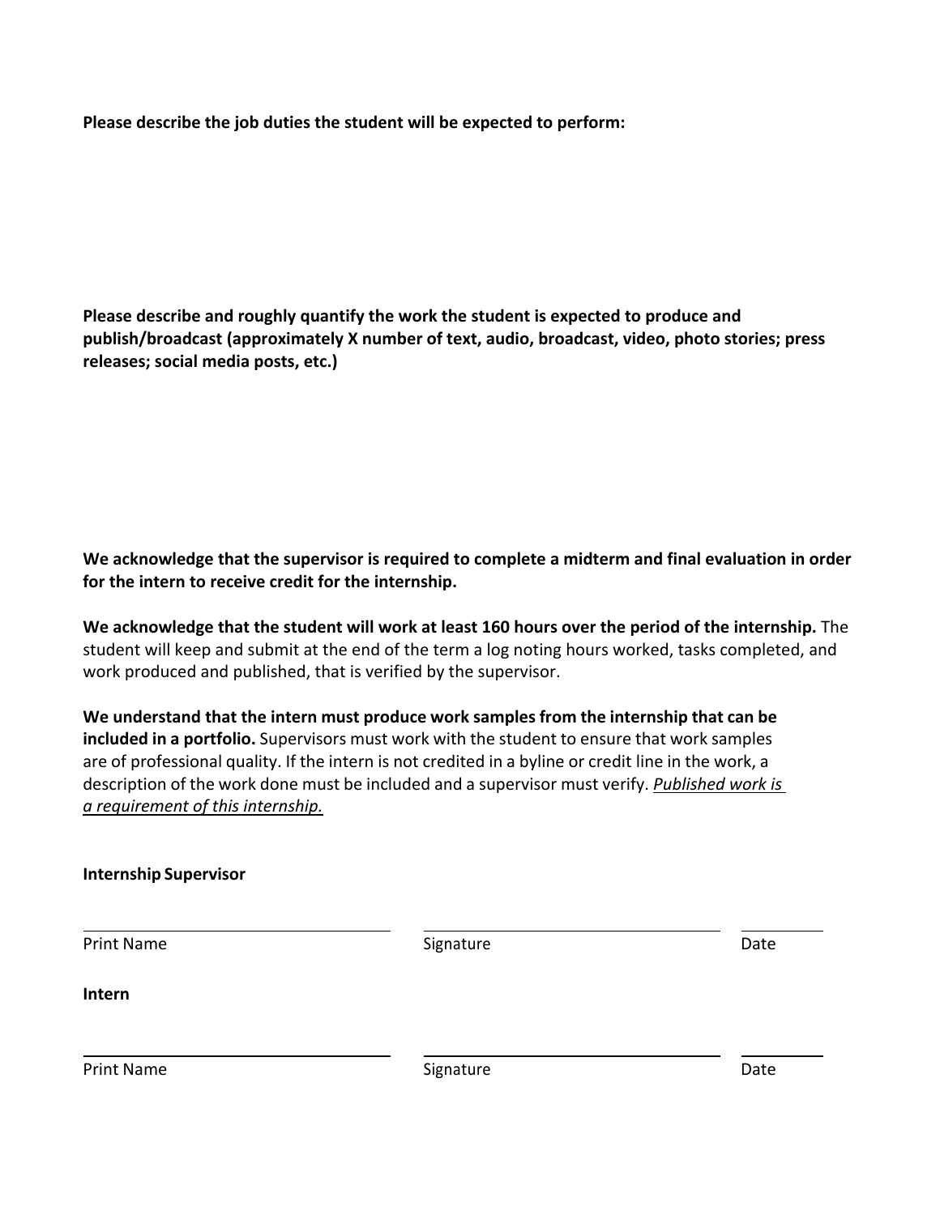**Please describe the job duties the student will be expected to perform:**

**Please describe and roughly quantify the work the student is expected to produce and publish/broadcast (approximately X number of text, audio, broadcast, video, photo stories; press releases; social media posts, etc.)**

**We acknowledge that the supervisor is required to complete a midterm and final evaluation in order for the intern to receive credit for the internship.**

**We acknowledge that the student will work at least 160 hours over the period of the internship.** The student will keep and submit at the end of the term a log noting hours worked, tasks completed, and work produced and published, that is verified by the supervisor.

**We understand that the intern must produce work samples from the internship that can be included in a portfolio.** Supervisors must work with the student to ensure that work samples are of professional quality. If the intern is not credited in a byline or credit line in the work, a description of the work done must be included and a supervisor must verify. *Published work is a requirement of this internship.*

**Internship Supervisor**

| | | |
|---|---|---|
| ______________________ | ______________________ | ________ |
| Print Name | Signature | Date |

**Intern**

| | | |
|---|---|---|
| ______________________ | ______________________ | ________ |
| Print Name | Signature | Date |